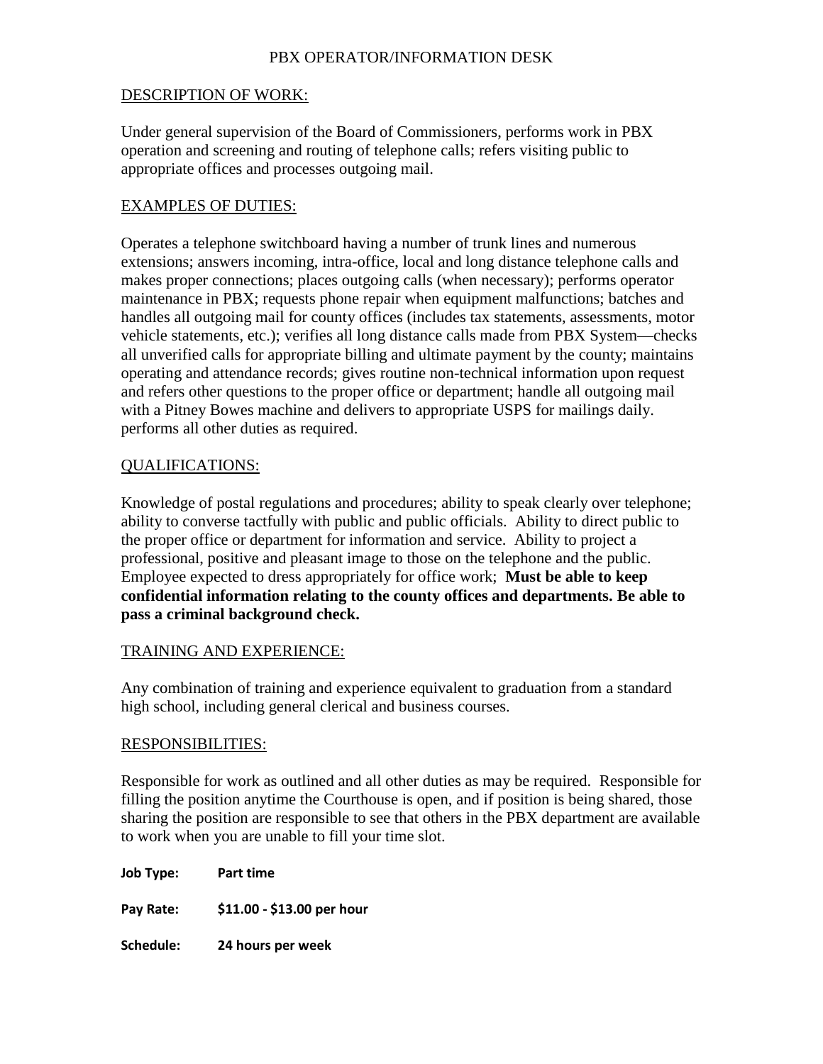# PBX OPERATOR/INFORMATION DESK

## DESCRIPTION OF WORK:

Under general supervision of the Board of Commissioners, performs work in PBX operation and screening and routing of telephone calls; refers visiting public to appropriate offices and processes outgoing mail.

## EXAMPLES OF DUTIES:

Operates a telephone switchboard having a number of trunk lines and numerous extensions; answers incoming, intra-office, local and long distance telephone calls and makes proper connections; places outgoing calls (when necessary); performs operator maintenance in PBX; requests phone repair when equipment malfunctions; batches and handles all outgoing mail for county offices (includes tax statements, assessments, motor vehicle statements, etc.); verifies all long distance calls made from PBX System—checks all unverified calls for appropriate billing and ultimate payment by the county; maintains operating and attendance records; gives routine non-technical information upon request and refers other questions to the proper office or department; handle all outgoing mail with a Pitney Bowes machine and delivers to appropriate USPS for mailings daily. performs all other duties as required.

## QUALIFICATIONS:

Knowledge of postal regulations and procedures; ability to speak clearly over telephone; ability to converse tactfully with public and public officials. Ability to direct public to the proper office or department for information and service. Ability to project a professional, positive and pleasant image to those on the telephone and the public. Employee expected to dress appropriately for office work; **Must be able to keep confidential information relating to the county offices and departments. Be able to pass a criminal background check.**

## TRAINING AND EXPERIENCE:

Any combination of training and experience equivalent to graduation from a standard high school, including general clerical and business courses.

## RESPONSIBILITIES:

Responsible for work as outlined and all other duties as may be required. Responsible for filling the position anytime the Courthouse is open, and if position is being shared, those sharing the position are responsible to see that others in the PBX department are available to work when you are unable to fill your time slot.

**Job Type:** **Part time**

**Pay Rate:** **$11.00 - $13.00 per hour**

**Schedule:** **24 hours per week**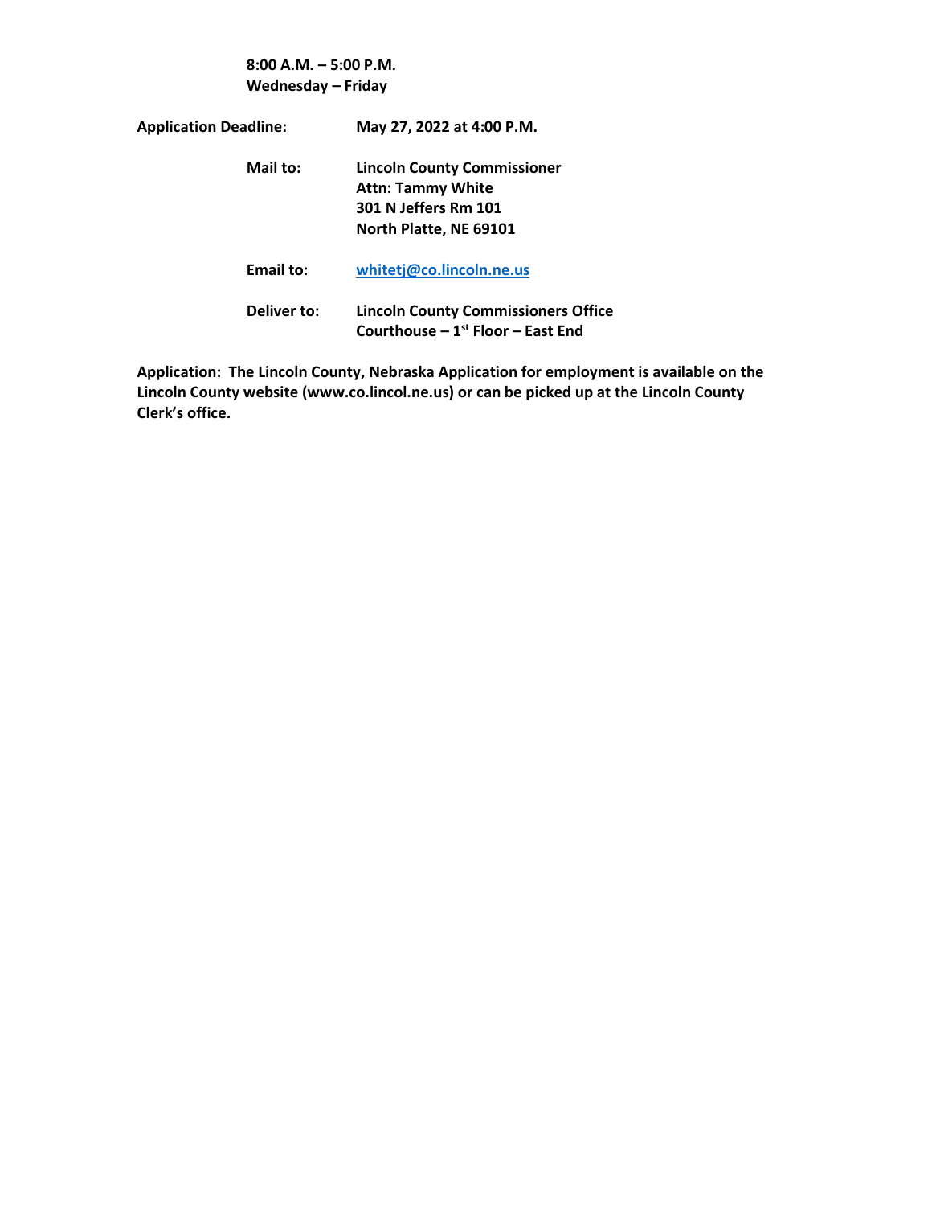**8:00 A.M. – 5:00 P.M.**
**Wednesday – Friday**

| | |
|---|---|
| **Application Deadline:** | **May 27, 2022 at 4:00 P.M.** |
| **Mail to:** | **Lincoln County Commissioner**<br>**Attn: Tammy White**<br>**301 N Jeffers Rm 101**<br>**North Platte, NE 69101** |
| **Email to:** | **whitetj@co.lincoln.ne.us** |
| **Deliver to:** | **Lincoln County Commissioners Office**<br>**Courthouse – 1st Floor – East End** |

**Application: The Lincoln County, Nebraska Application for employment is available on the Lincoln County website (www.co.lincol.ne.us) or can be picked up at the Lincoln County Clerk's office.**